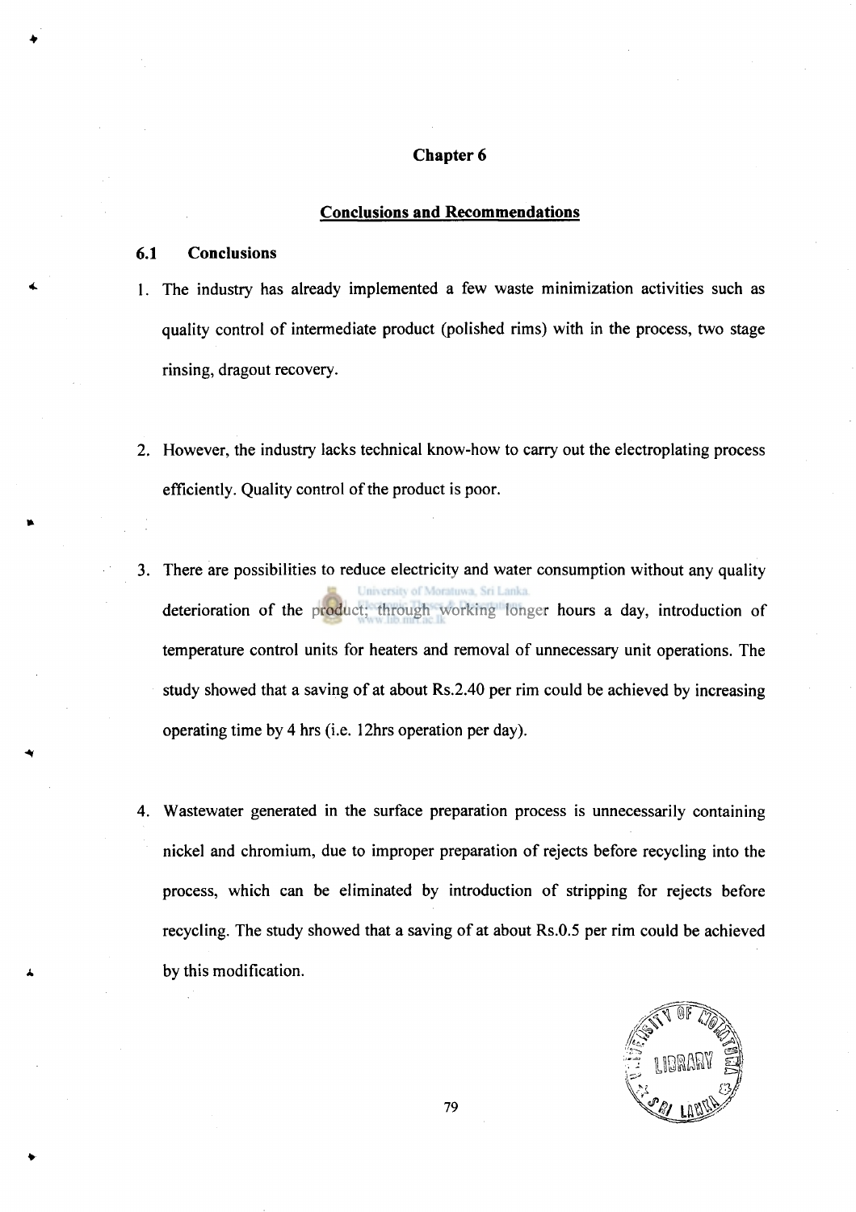# Chapter 6

## Conclusions and Recommendations

### 6.1 Conclusions

1. The industry has already implemented a few waste minimization activities such as quality control of intermediate product (polished rims) with in the process, two stage rinsing, dragout recovery.

2. However, the industry lacks technical know-how to carry out the electroplating process efficiently. Quality control of the product is poor.

3. There are possibilities to reduce electricity and water consumption without any quality deterioration of the product, through working longer hours a day, introduction of temperature control units for heaters and removal of unnecessary unit operations. The study showed that a saving of at about Rs.2.40 per rim could be achieved by increasing operating time by 4 hrs (i.e. 12hrs operation per day).

4. Wastewater generated in the surface preparation process is unnecessarily containing nickel and chromium, due to improper preparation of rejects before recycling into the process, which can be eliminated by introduction of stripping for rejects before recycling. The study showed that a saving of at about Rs.0.5 per rim could be achieved by this modification.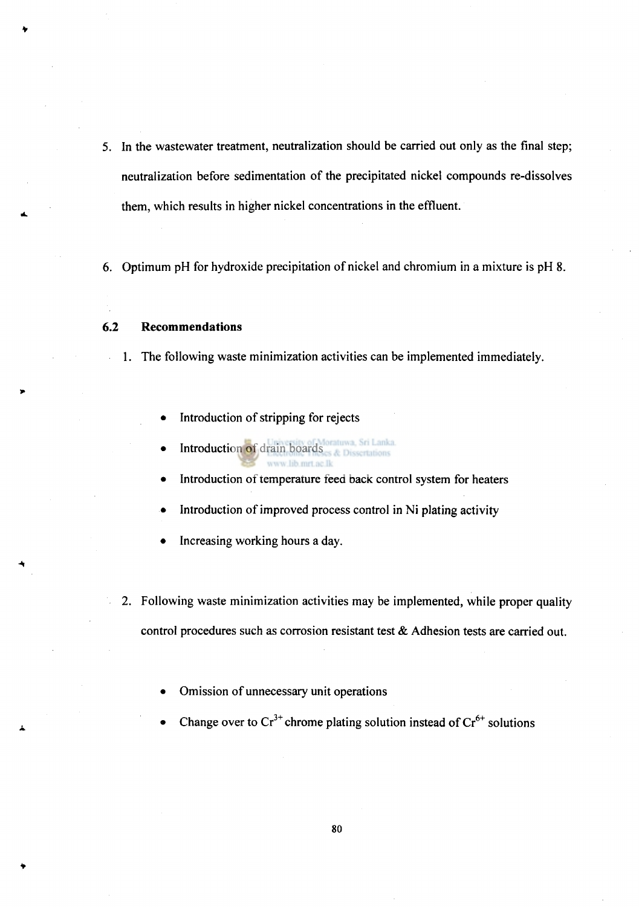5. In the wastewater treatment, neutralization should be carried out only as the final step; neutralization before sedimentation of the precipitated nickel compounds re-dissolves them, which results in higher nickel concentrations in the effluent.

6. Optimum pH for hydroxide precipitation of nickel and chromium in a mixture is pH 8.

## 6.2 Recommendations

1. The following waste minimization activities can be implemented immediately.

   - Introduction of stripping for rejects
   - Introduction of drain boards
   - Introduction of temperature feed back control system for heaters
   - Introduction of improved process control in Ni plating activity
   - Increasing working hours a day.

2. Following waste minimization activities may be implemented, while proper quality control procedures such as corrosion resistant test & Adhesion tests are carried out.

   - Omission of unnecessary unit operations
   - Change over to $Cr^{3+}$ chrome plating solution instead of $Cr^{6+}$ solutions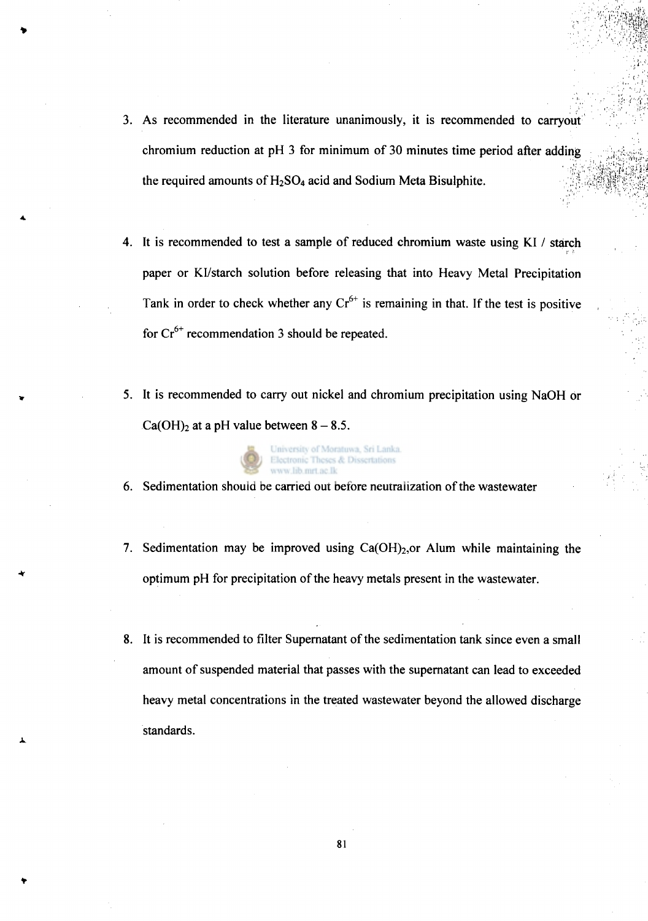3. As recommended in the literature unanimously, it is recommended to carryout chromium reduction at pH 3 for minimum of 30 minutes time period after adding the required amounts of $H_2SO_4$ acid and Sodium Meta Bisulphite.

4. It is recommended to test a sample of reduced chromium waste using KI / starch paper or KI/starch solution before releasing that into Heavy Metal Precipitation Tank in order to check whether any $Cr^{6+}$ is remaining in that. If the test is positive for $Cr^{6+}$ recommendation 3 should be repeated.

5. It is recommended to carry out nickel and chromium precipitation using NaOH or $Ca(OH)_2$ at a pH value between 8 – 8.5.

6. Sedimentation should be carried out before neutralization of the wastewater

7. Sedimentation may be improved using $Ca(OH)_2$,or Alum while maintaining the optimum pH for precipitation of the heavy metals present in the wastewater.

8. It is recommended to filter Supernatant of the sedimentation tank since even a small amount of suspended material that passes with the supernatant can lead to exceeded heavy metal concentrations in the treated wastewater beyond the allowed discharge standards.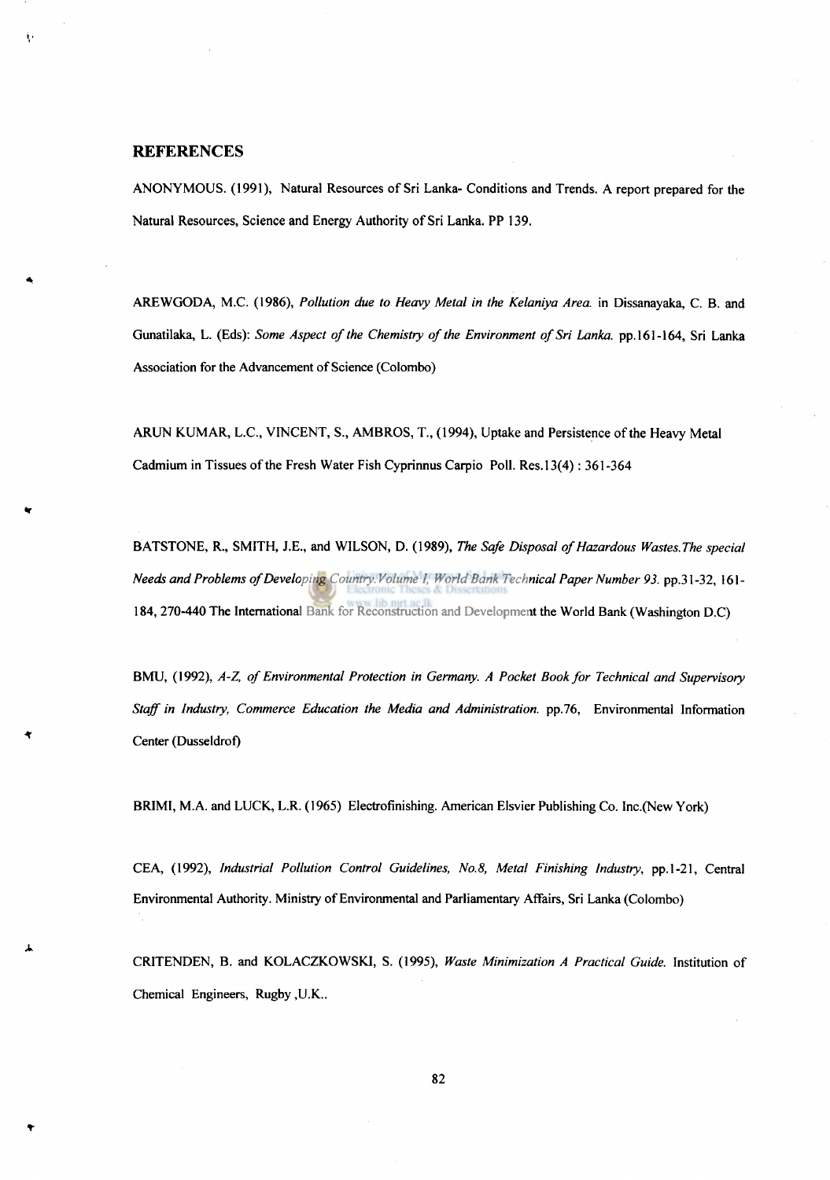## REFERENCES

ANONYMOUS. (1991), Natural Resources of Sri Lanka- Conditions and Trends. A report prepared for the Natural Resources, Science and Energy Authority of Sri Lanka. PP 139.

AREWGODA, M.C. (1986), *Pollution due to Heavy Metal in the Kelaniya Area.* in Dissanayaka, C. B. and Gunatilaka, L. (Eds): *Some Aspect of the Chemistry of the Environment of Sri Lanka.* pp.161-164, Sri Lanka Association for the Advancement of Science (Colombo)

ARUN KUMAR, L.C., VINCENT, S., AMBROS, T., (1994), Uptake and Persistence of the Heavy Metal Cadmium in Tissues of the Fresh Water Fish Cyprinnus Carpio Poll. Res.13(4) : 361-364

BATSTONE, R., SMITH, J.E., and WILSON, D. (1989), *The Safe Disposal of Hazardous Wastes.The special Needs and Problems of Developing Country.Volume I, World Bank Technical Paper Number 93.* pp.31-32, 161-184, 270-440 The International Bank for Reconstruction and Development the World Bank (Washington D.C)

BMU, (1992), *A-Z, of Environmental Protection in Germany. A Pocket Book for Technical and Supervisory Staff in Industry, Commerce Education the Media and Administration.* pp.76, Environmental Information Center (Dusseldrof)

BRIMI, M.A. and LUCK, L.R. (1965) Electrofinishing. American Elsvier Publishing Co. Inc.(New York)

CEA, (1992), *Industrial Pollution Control Guidelines, No.8, Metal Finishing Industry*, pp.1-21, Central Environmental Authority. Ministry of Environmental and Parliamentary Affairs, Sri Lanka (Colombo)

CRITENDEN, B. and KOLACZKOWSKI, S. (1995), *Waste Minimization A Practical Guide.* Institution of Chemical Engineers, Rugby ,U.K..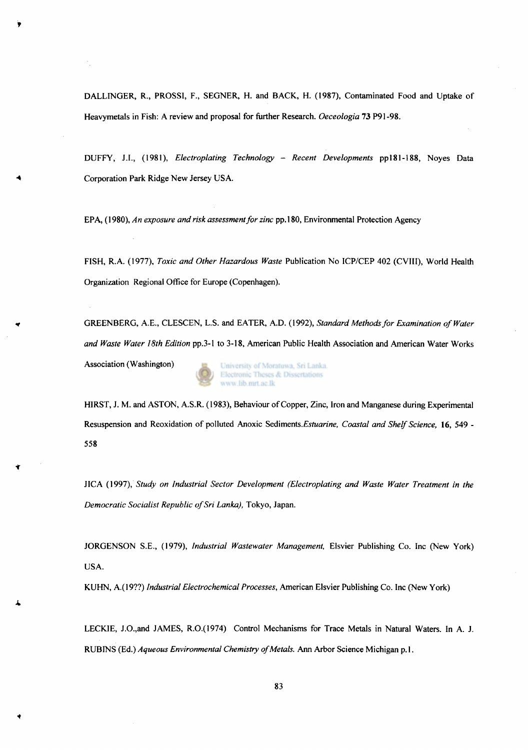DALLINGER, R., PROSSI, F., SEGNER, H. and BACK, H. (1987), Contaminated Food and Uptake of Heavymetals in Fish: A review and proposal for further Research. *Oeceologia* **73** P91-98.

DUFFY, J.I., (1981), *Electroplating Technology – Recent Developments* pp181-188, Noyes Data Corporation Park Ridge New Jersey USA.

EPA, (1980), *An exposure and risk assessment for zinc* pp.180, Environmental Protection Agency

FISH, R.A. (1977), *Toxic and Other Hazardous Waste* Publication No ICP/CEP 402 (CVIII), World Health Organization Regional Office for Europe (Copenhagen).

GREENBERG, A.E., CLESCEN, L.S. and EATER, A.D. (1992), *Standard Methods for Examination of Water and Waste Water 18th Edition* pp.3-1 to 3-18, American Public Health Association and American Water Works Association (Washington)

HIRST, J. M. and ASTON, A.S.R. (1983), Behaviour of Copper, Zinc, Iron and Manganese during Experimental Resuspension and Reoxidation of polluted Anoxic Sediments.*Estuarine, Coastal and Shelf Science,* **16**, 549 - 558

JICA (1997), *Study on Industrial Sector Development (Electroplating and Waste Water Treatment in the Democratic Socialist Republic of Sri Lanka),* Tokyo, Japan.

JORGENSON S.E., (1979), *Industrial Wastewater Management,* Elsvier Publishing Co. Inc (New York) USA.

KUHN, A.(19??) *Industrial Electrochemical Processes*, American Elsvier Publishing Co. Inc (New York)

LECKIE, J.O.,and JAMES, R.O.(1974) Control Mechanisms for Trace Metals in Natural Waters. In A. J. RUBINS (Ed.) *Aqueous Environmental Chemistry of Metals.* Ann Arbor Science Michigan p.1.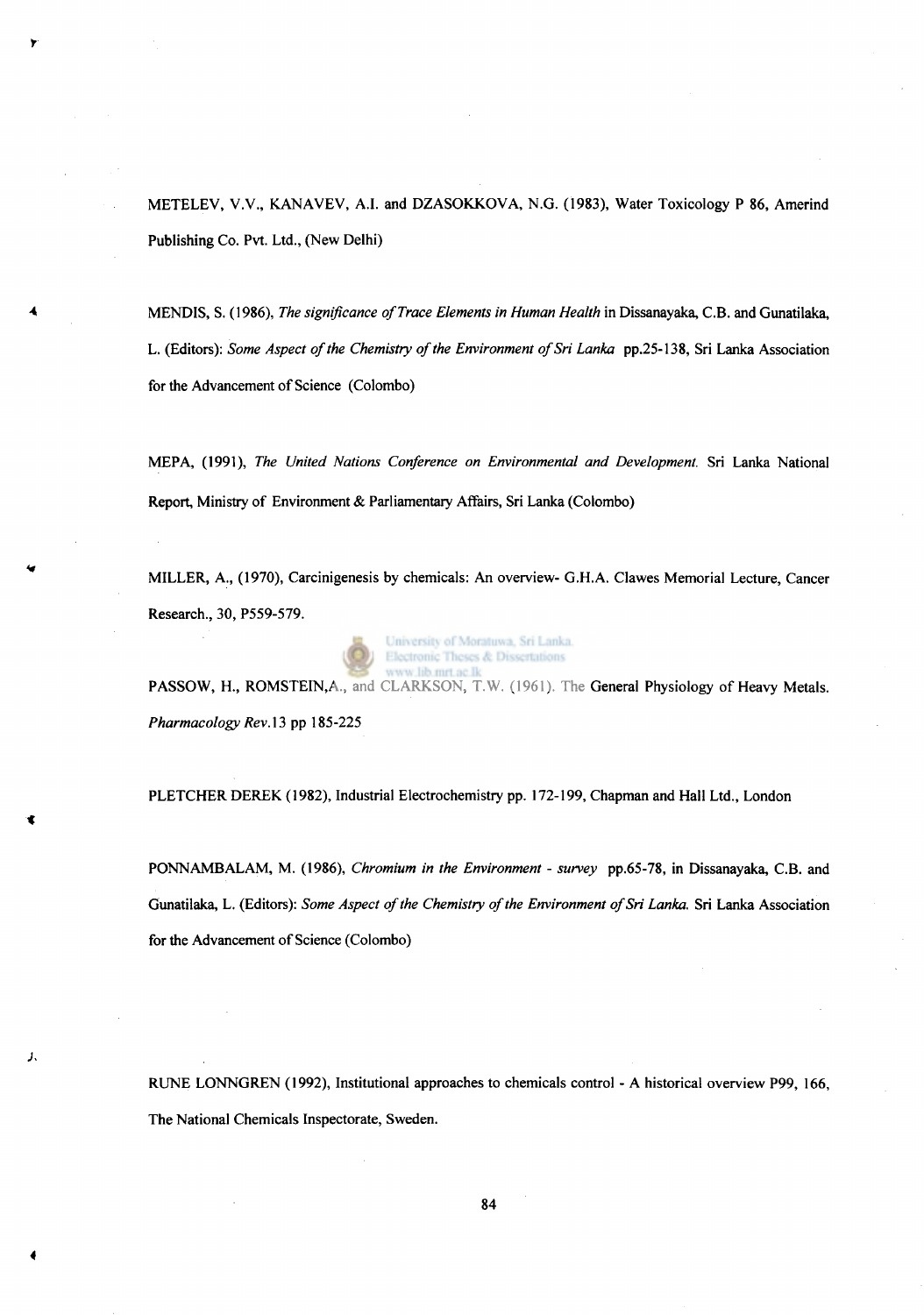METELEV, V.V., KANAVEV, A.I. and DZASOKKOVA, N.G. (1983), Water Toxicology P 86, Amerind Publishing Co. Pvt. Ltd., (New Delhi)

MENDIS, S. (1986), *The significance of Trace Elements in Human Health* in Dissanayaka, C.B. and Gunatilaka, L. (Editors): *Some Aspect of the Chemistry of the Environment of Sri Lanka* pp.25-138, Sri Lanka Association for the Advancement of Science (Colombo)

MEPA, (1991), *The United Nations Conference on Environmental and Development.* Sri Lanka National Report, Ministry of Environment & Parliamentary Affairs, Sri Lanka (Colombo)

MILLER, A., (1970), Carcinigenesis by chemicals: An overview- G.H.A. Clawes Memorial Lecture, Cancer Research., 30, P559-579.

PASSOW, H., ROMSTEIN,A., and CLARKSON, T.W. (1961). The General Physiology of Heavy Metals. *Pharmacology Rev.*13 pp 185-225

PLETCHER DEREK (1982), Industrial Electrochemistry pp. 172-199, Chapman and Hall Ltd., London

PONNAMBALAM, M. (1986), *Chromium in the Environment - survey* pp.65-78, in Dissanayaka, C.B. and Gunatilaka, L. (Editors): *Some Aspect of the Chemistry of the Environment of Sri Lanka.* Sri Lanka Association for the Advancement of Science (Colombo)

RUNE LONNGREN (1992), Institutional approaches to chemicals control - A historical overview P99, 166, The National Chemicals Inspectorate, Sweden.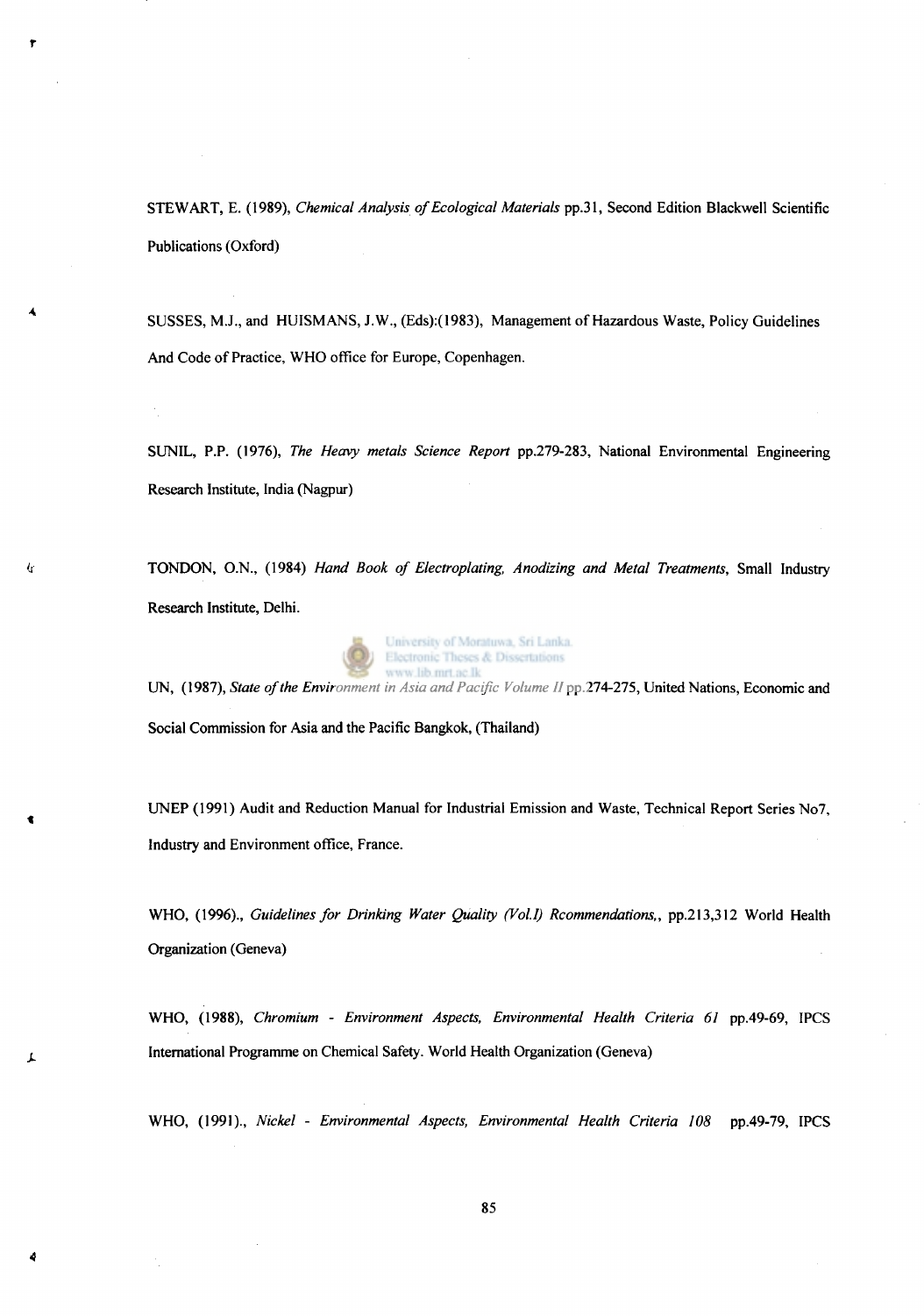STEWART, E. (1989), *Chemical Analysis of Ecological Materials* pp.31, Second Edition Blackwell Scientific Publications (Oxford)

SUSSES, M.J., and HUISMANS, J.W., (Eds):(1983), Management of Hazardous Waste, Policy Guidelines And Code of Practice, WHO office for Europe, Copenhagen.

SUNIL, P.P. (1976), *The Heavy metals Science Report* pp.279-283, National Environmental Engineering Research Institute, India (Nagpur)

TONDON, O.N., (1984) *Hand Book of Electroplating, Anodizing and Metal Treatments*, Small Industry Research Institute, Delhi.

UN, (1987), *State of the Environment in Asia and Pacific Volume II* pp.274-275, United Nations, Economic and Social Commission for Asia and the Pacific Bangkok, (Thailand)

UNEP (1991) Audit and Reduction Manual for Industrial Emission and Waste, Technical Report Series No7, Industry and Environment office, France.

WHO, (1996)., *Guidelines for Drinking Water Quality (Vol.I) Rcommendations,*, pp.213,312 World Health Organization (Geneva)

WHO, (1988), *Chromium - Environment Aspects, Environmental Health Criteria 61* pp.49-69, IPCS International Programme on Chemical Safety. World Health Organization (Geneva)

WHO, (1991)., *Nickel - Environmental Aspects, Environmental Health Criteria 108* pp.49-79, IPCS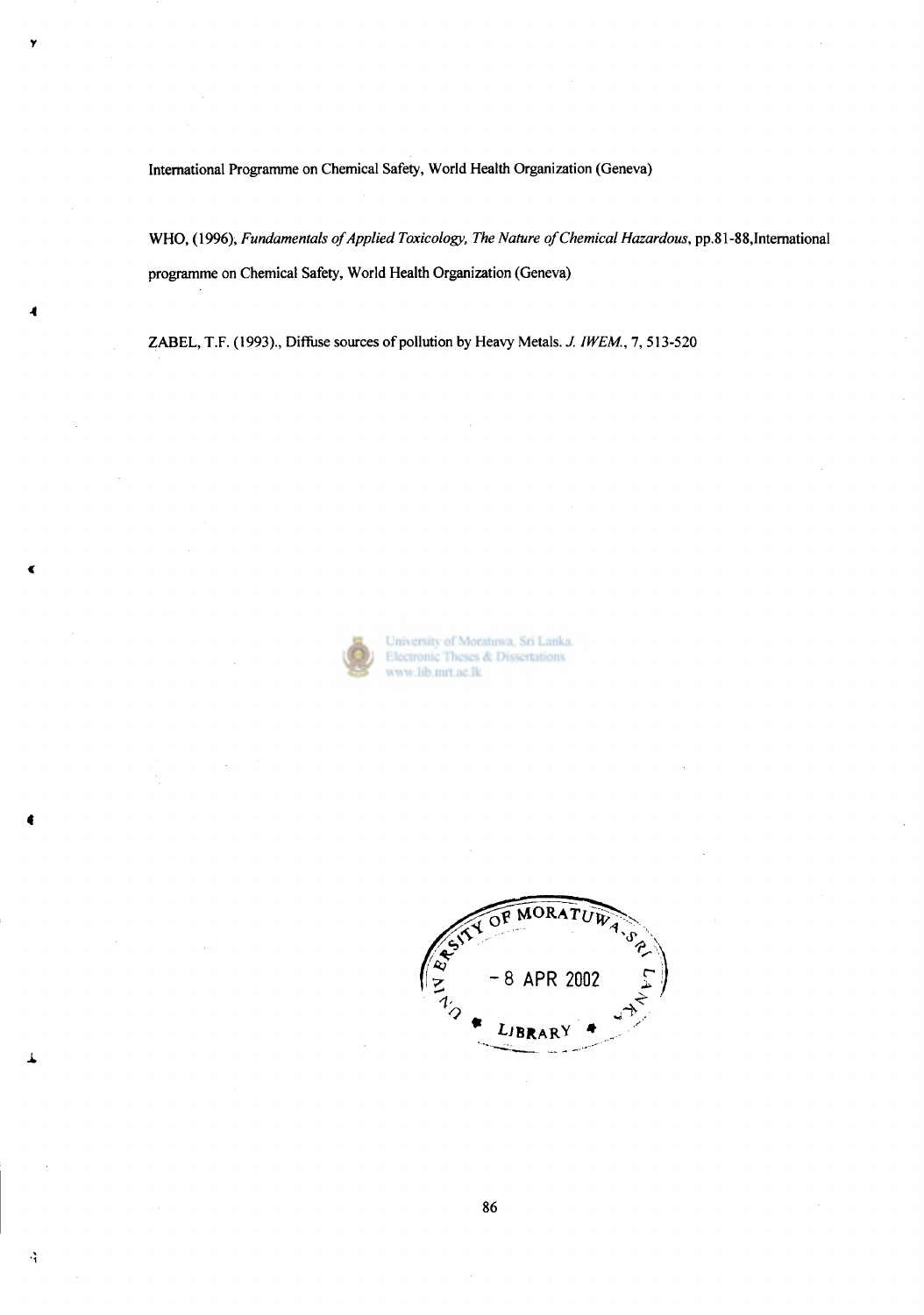International Programme on Chemical Safety, World Health Organization (Geneva)

WHO, (1996), *Fundamentals of Applied Toxicology, The Nature of Chemical Hazardous*, pp.81-88,International programme on Chemical Safety, World Health Organization (Geneva)

ZABEL, T.F. (1993)., Diffuse sources of pollution by Heavy Metals. *J. IWEM.*, 7, 513-520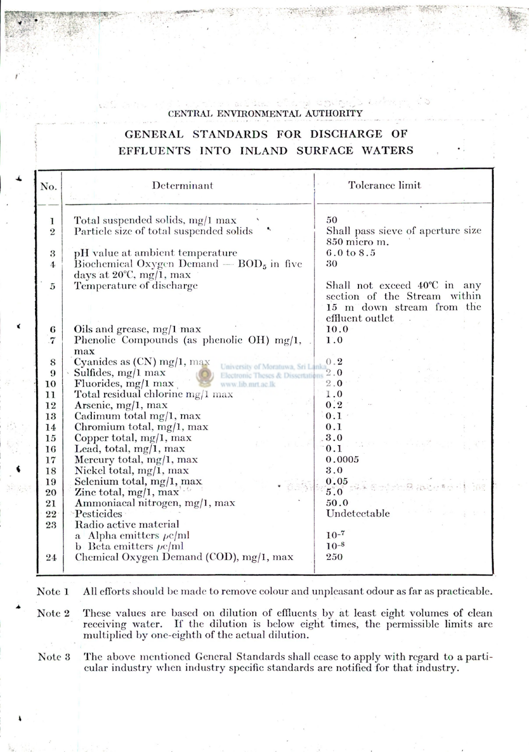CENTRAL ENVIRONMENTAL AUTHORITY

## GENERAL STANDARDS FOR DISCHARGE OF EFFLUENTS INTO INLAND SURFACE WATERS

| No. | Determinant | Tolerance limit |
|---|---|---|
| 1 | Total suspended solids, mg/l max | 50 |
| 2 | Particle size of total suspended solids | Shall pass sieve of aperture size 850 micro m. |
| 3 | pH value at ambient temperature | 6.0 to 8.5 |
| 4 | Biochemical Oxygen Demand — $BOD_5$ in five days at 20°C, mg/l, max | 30 |
| 5 | Temperature of discharge | Shall not exceed 40°C in any section of the Stream within 15 m down stream from the effluent outlet |
| 6 | Oils and grease, mg/l max | 10.0 |
| 7 | Phenolic Compounds (as phenolic OH) mg/l, max | 1.0 |
| 8 | Cyanides as (CN) mg/l, max | 0.2 |
| 9 | Sulfides, mg/l max | 2.0 |
| 10 | Fluorides, mg/l max | 2.0 |
| 11 | Total residual chlorine mg/l max | 1.0 |
| 12 | Arsenic, mg/l, max | 0.2 |
| 13 | Cadimum total mg/l, max | 0.1 |
| 14 | Chromium total, mg/l, max | 0.1 |
| 15 | Copper total, mg/l, max | 3.0 |
| 16 | Lead, total, mg/l, max | 0.1 |
| 17 | Mercury total, mg/l, max | 0.0005 |
| 18 | Nickel total, mg/l, max | 3.0 |
| 19 | Selenium total, mg/l, max | 0.05 |
| 20 | Zinc total, mg/l, max | 5.0 |
| 21 | Ammoniacal nitrogen, mg/l, max | 50.0 |
| 22 | Pesticides | Undetectable |
| 23 | Radio active material | |
| | a Alpha emitters $\mu c/ml$ | $10^{-7}$ |
| | b Beta emitters $\mu c/ml$ | $10^{-8}$ |
| 24 | Chemical Oxygen Demand (COD), mg/l, max | 250 |

Note 1 All efforts should be made to remove colour and unpleasant odour as far as practicable.

Note 2 These values are based on dilution of effluents by at least eight volumes of clean receiving water. If the dilution is below eight times, the permissible limits are multiplied by one-eighth of the actual dilution.

Note 3 The above mentioned General Standards shall cease to apply with regard to a particular industry when industry specific standards are notified for that industry.